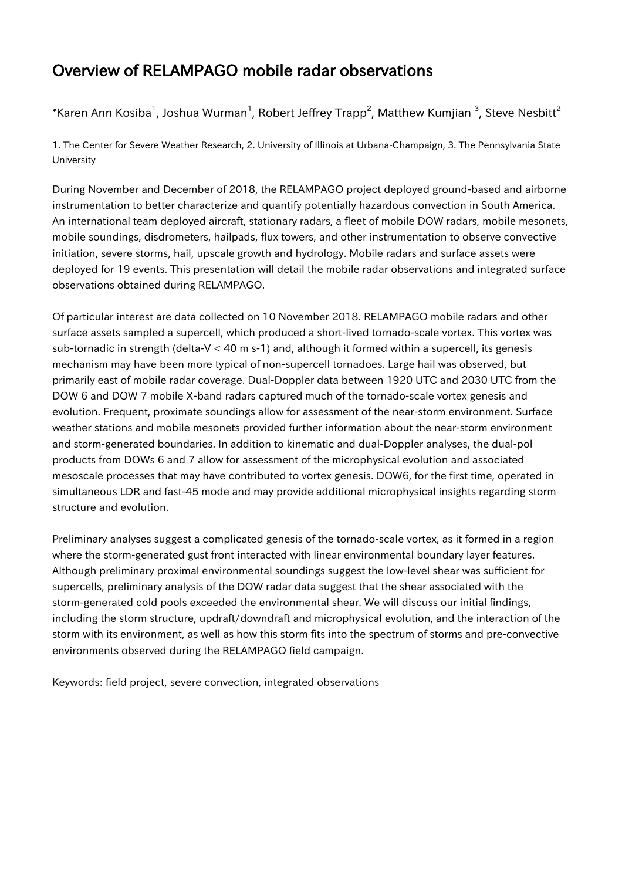# Overview of RELAMPAGO mobile radar observations

*Karen Ann Kosiba[1], Joshua Wurman[1], Robert Jeffrey Trapp[2], Matthew Kumjian [3], Steve Nesbitt[2]

1. The Center for Severe Weather Research, 2. University of Illinois at Urbana-Champaign, 3. The Pennsylvania State University

During November and December of 2018, the RELAMPAGO project deployed ground-based and airborne instrumentation to better characterize and quantify potentially hazardous convection in South America. An international team deployed aircraft, stationary radars, a fleet of mobile DOW radars, mobile mesonets, mobile soundings, disdrometers, hailpads, flux towers, and other instrumentation to observe convective initiation, severe storms, hail, upscale growth and hydrology. Mobile radars and surface assets were deployed for 19 events. This presentation will detail the mobile radar observations and integrated surface observations obtained during RELAMPAGO.

Of particular interest are data collected on 10 November 2018. RELAMPAGO mobile radars and other surface assets sampled a supercell, which produced a short-lived tornado-scale vortex. This vortex was sub-tornadic in strength (delta-V < 40 m s-1) and, although it formed within a supercell, its genesis mechanism may have been more typical of non-supercell tornadoes. Large hail was observed, but primarily east of mobile radar coverage. Dual-Doppler data between 1920 UTC and 2030 UTC from the DOW 6 and DOW 7 mobile X-band radars captured much of the tornado-scale vortex genesis and evolution. Frequent, proximate soundings allow for assessment of the near-storm environment. Surface weather stations and mobile mesonets provided further information about the near-storm environment and storm-generated boundaries. In addition to kinematic and dual-Doppler analyses, the dual-pol products from DOWs 6 and 7 allow for assessment of the microphysical evolution and associated mesoscale processes that may have contributed to vortex genesis. DOW6, for the first time, operated in simultaneous LDR and fast-45 mode and may provide additional microphysical insights regarding storm structure and evolution.

Preliminary analyses suggest a complicated genesis of the tornado-scale vortex, as it formed in a region where the storm-generated gust front interacted with linear environmental boundary layer features. Although preliminary proximal environmental soundings suggest the low-level shear was sufficient for supercells, preliminary analysis of the DOW radar data suggest that the shear associated with the storm-generated cold pools exceeded the environmental shear. We will discuss our initial findings, including the storm structure, updraft/downdraft and microphysical evolution, and the interaction of the storm with its environment, as well as how this storm fits into the spectrum of storms and pre-convective environments observed during the RELAMPAGO field campaign.

Keywords: field project, severe convection, integrated observations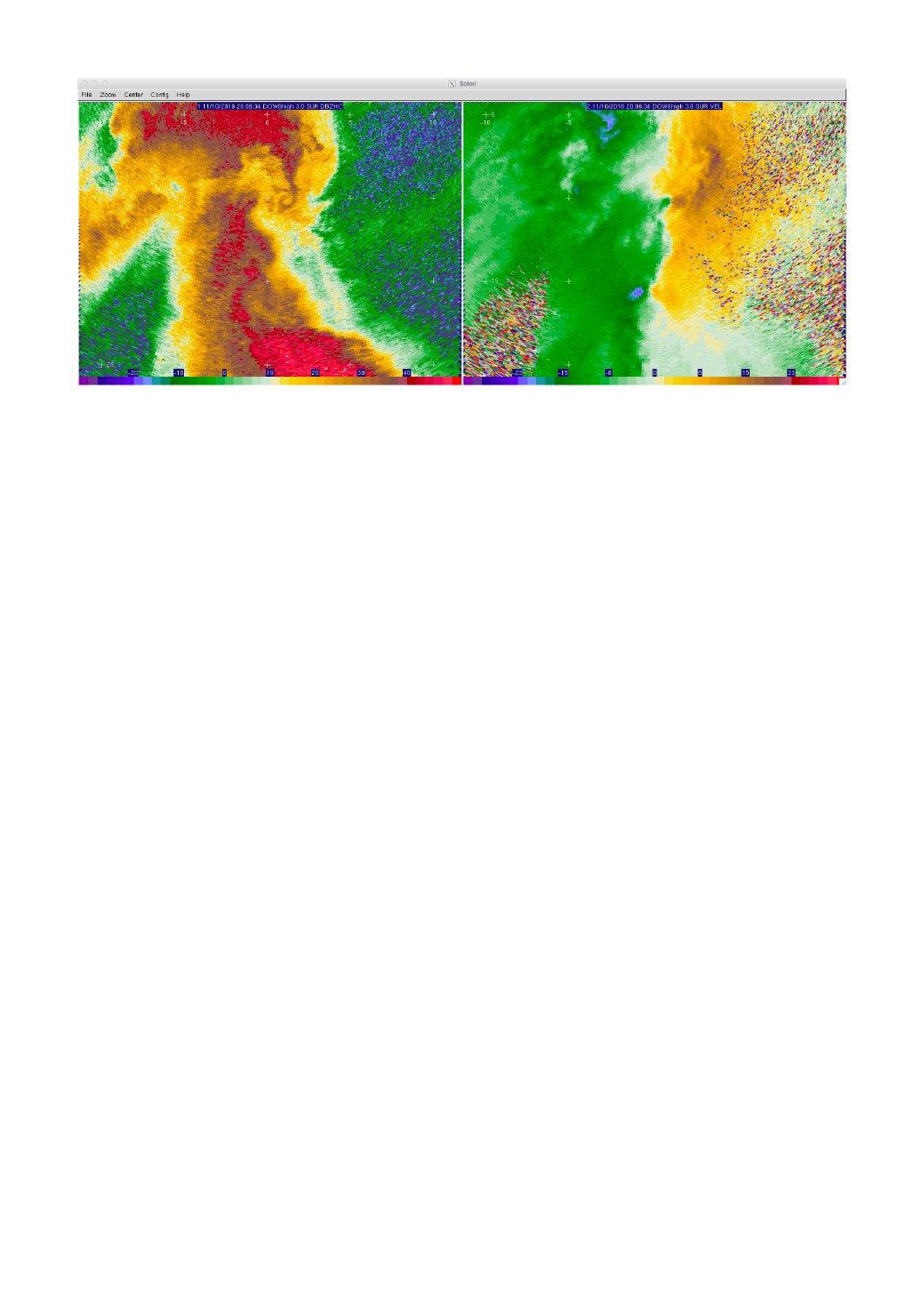Soloii

File Zoom Center Config Help

1 11/10/2018 20:06:34 DOW6high 3.0 SUR DBZHC

-20 -10 0 10 20 30 40

2 11/10/2018 20:06:34 DOW6high 3.0 SUR VEL

-23 -15 -8 0 0 15 23